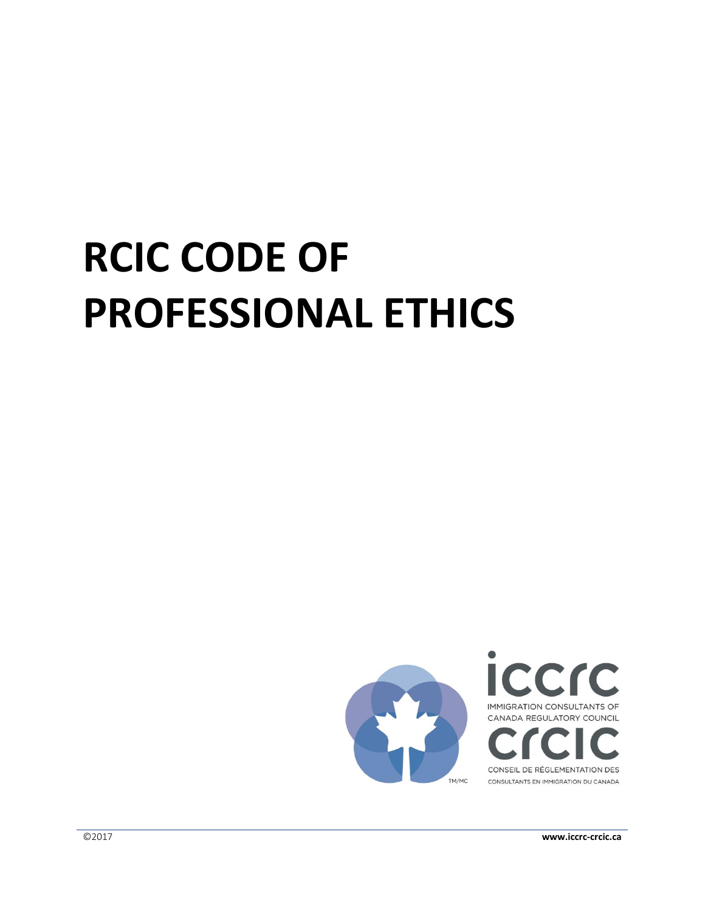# RCIC CODE OF PROFESSIONAL ETHICS

iccrc

IMMIGRATION CONSULTANTS OF CANADA REGULATORY COUNCIL

crcic

CONSEIL DE RÉGLEMENTATION DES CONSULTANTS EN IMMIGRATION DU CANADA

©2017

www.iccrc-crcic.ca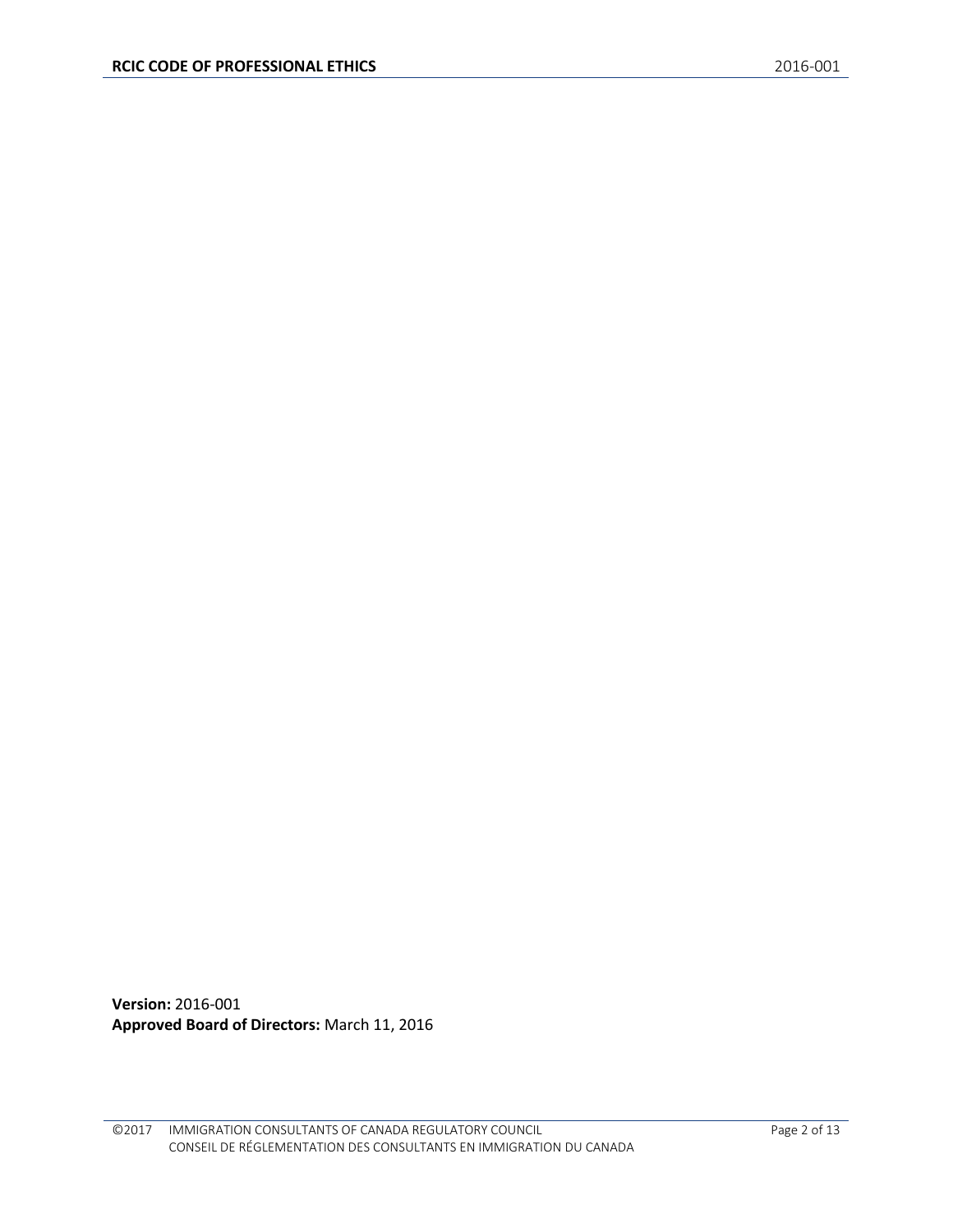**Version:** 2016-001
**Approved Board of Directors:** March 11, 2016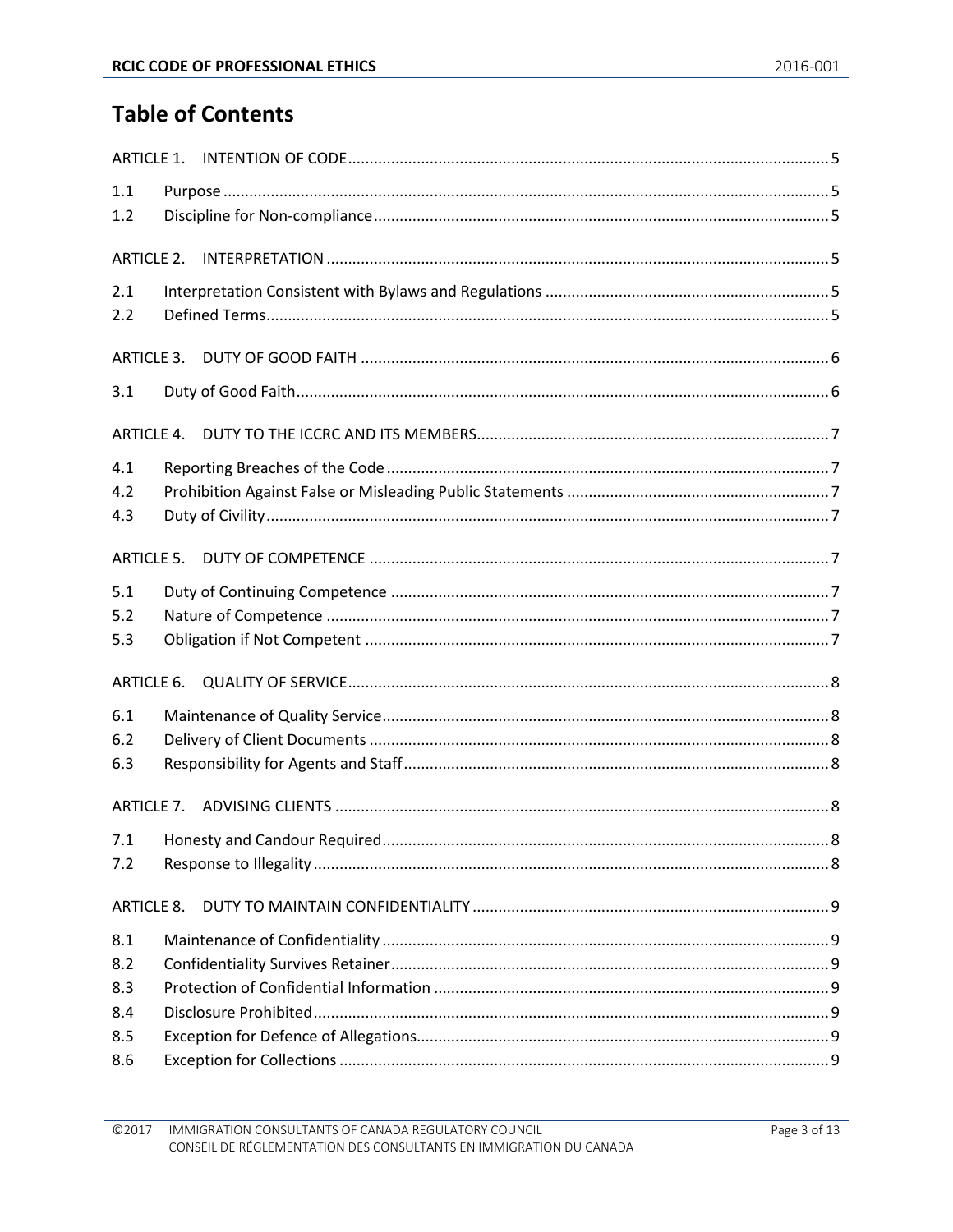# Table of Contents

ARTICLE 1. INTENTION OF CODE ..... 5

1.1 Purpose ..... 5
1.2 Discipline for Non-compliance ..... 5

ARTICLE 2. INTERPRETATION ..... 5

2.1 Interpretation Consistent with Bylaws and Regulations ..... 5
2.2 Defined Terms ..... 5

ARTICLE 3. DUTY OF GOOD FAITH ..... 6

3.1 Duty of Good Faith ..... 6

ARTICLE 4. DUTY TO THE ICCRC AND ITS MEMBERS ..... 7

4.1 Reporting Breaches of the Code ..... 7
4.2 Prohibition Against False or Misleading Public Statements ..... 7
4.3 Duty of Civility ..... 7

ARTICLE 5. DUTY OF COMPETENCE ..... 7

5.1 Duty of Continuing Competence ..... 7
5.2 Nature of Competence ..... 7
5.3 Obligation if Not Competent ..... 7

ARTICLE 6. QUALITY OF SERVICE ..... 8

6.1 Maintenance of Quality Service ..... 8
6.2 Delivery of Client Documents ..... 8
6.3 Responsibility for Agents and Staff ..... 8

ARTICLE 7. ADVISING CLIENTS ..... 8

7.1 Honesty and Candour Required ..... 8
7.2 Response to Illegality ..... 8

ARTICLE 8. DUTY TO MAINTAIN CONFIDENTIALITY ..... 9

8.1 Maintenance of Confidentiality ..... 9
8.2 Confidentiality Survives Retainer ..... 9
8.3 Protection of Confidential Information ..... 9
8.4 Disclosure Prohibited ..... 9
8.5 Exception for Defence of Allegations ..... 9
8.6 Exception for Collections ..... 9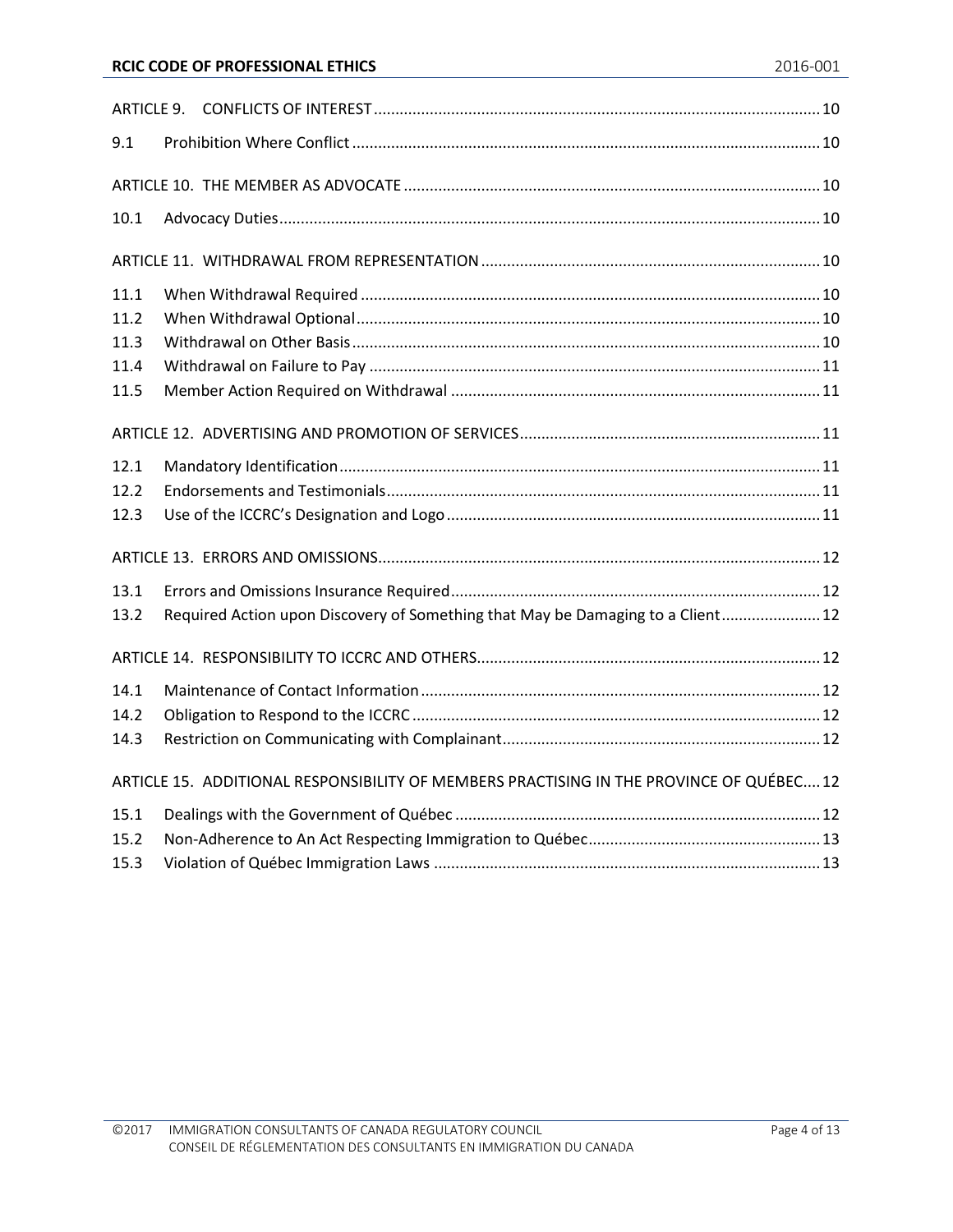ARTICLE 9. CONFLICTS OF INTEREST ... 10

9.1 Prohibition Where Conflict ... 10

ARTICLE 10. THE MEMBER AS ADVOCATE ... 10

10.1 Advocacy Duties ... 10

ARTICLE 11. WITHDRAWAL FROM REPRESENTATION ... 10

11.1 When Withdrawal Required ... 10
11.2 When Withdrawal Optional ... 10
11.3 Withdrawal on Other Basis ... 10
11.4 Withdrawal on Failure to Pay ... 11
11.5 Member Action Required on Withdrawal ... 11

ARTICLE 12. ADVERTISING AND PROMOTION OF SERVICES ... 11

12.1 Mandatory Identification ... 11
12.2 Endorsements and Testimonials ... 11
12.3 Use of the ICCRC's Designation and Logo ... 11

ARTICLE 13. ERRORS AND OMISSIONS ... 12

13.1 Errors and Omissions Insurance Required ... 12
13.2 Required Action upon Discovery of Something that May be Damaging to a Client ... 12

ARTICLE 14. RESPONSIBILITY TO ICCRC AND OTHERS ... 12

14.1 Maintenance of Contact Information ... 12
14.2 Obligation to Respond to the ICCRC ... 12
14.3 Restriction on Communicating with Complainant ... 12

ARTICLE 15. ADDITIONAL RESPONSIBILITY OF MEMBERS PRACTISING IN THE PROVINCE OF QUÉBEC ... 12

15.1 Dealings with the Government of Québec ... 12
15.2 Non-Adherence to An Act Respecting Immigration to Québec ... 13
15.3 Violation of Québec Immigration Laws ... 13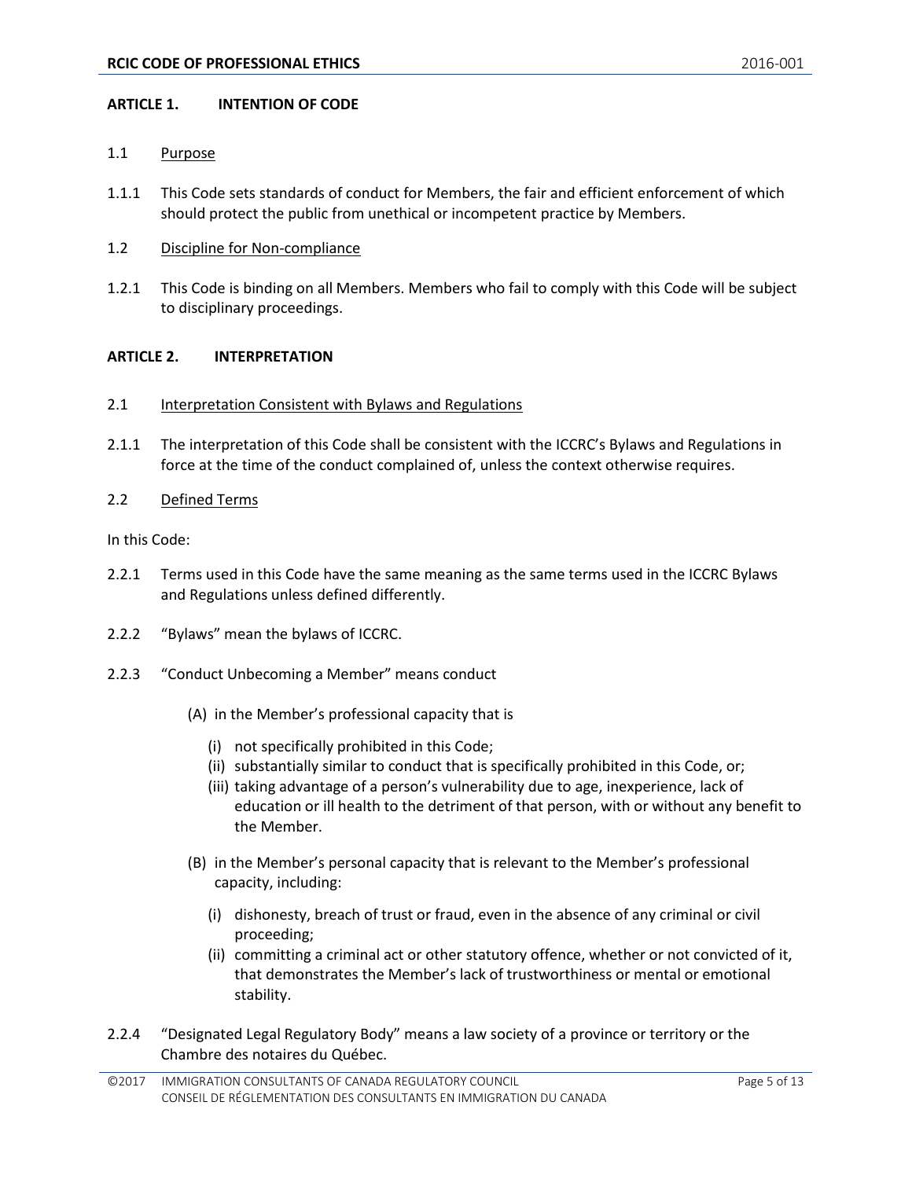### ARTICLE 1. INTENTION OF CODE

1.1 Purpose

1.1.1 This Code sets standards of conduct for Members, the fair and efficient enforcement of which should protect the public from unethical or incompetent practice by Members.

1.2 Discipline for Non-compliance

1.2.1 This Code is binding on all Members. Members who fail to comply with this Code will be subject to disciplinary proceedings.

### ARTICLE 2. INTERPRETATION

2.1 Interpretation Consistent with Bylaws and Regulations

2.1.1 The interpretation of this Code shall be consistent with the ICCRC's Bylaws and Regulations in force at the time of the conduct complained of, unless the context otherwise requires.

2.2 Defined Terms

In this Code:

2.2.1 Terms used in this Code have the same meaning as the same terms used in the ICCRC Bylaws and Regulations unless defined differently.

2.2.2 "Bylaws" mean the bylaws of ICCRC.

2.2.3 "Conduct Unbecoming a Member" means conduct

(A) in the Member's professional capacity that is

(i) not specifically prohibited in this Code;
(ii) substantially similar to conduct that is specifically prohibited in this Code, or;
(iii) taking advantage of a person's vulnerability due to age, inexperience, lack of education or ill health to the detriment of that person, with or without any benefit to the Member.

(B) in the Member's personal capacity that is relevant to the Member's professional capacity, including:

(i) dishonesty, breach of trust or fraud, even in the absence of any criminal or civil proceeding;
(ii) committing a criminal act or other statutory offence, whether or not convicted of it, that demonstrates the Member's lack of trustworthiness or mental or emotional stability.

2.2.4 "Designated Legal Regulatory Body" means a law society of a province or territory or the Chambre des notaires du Québec.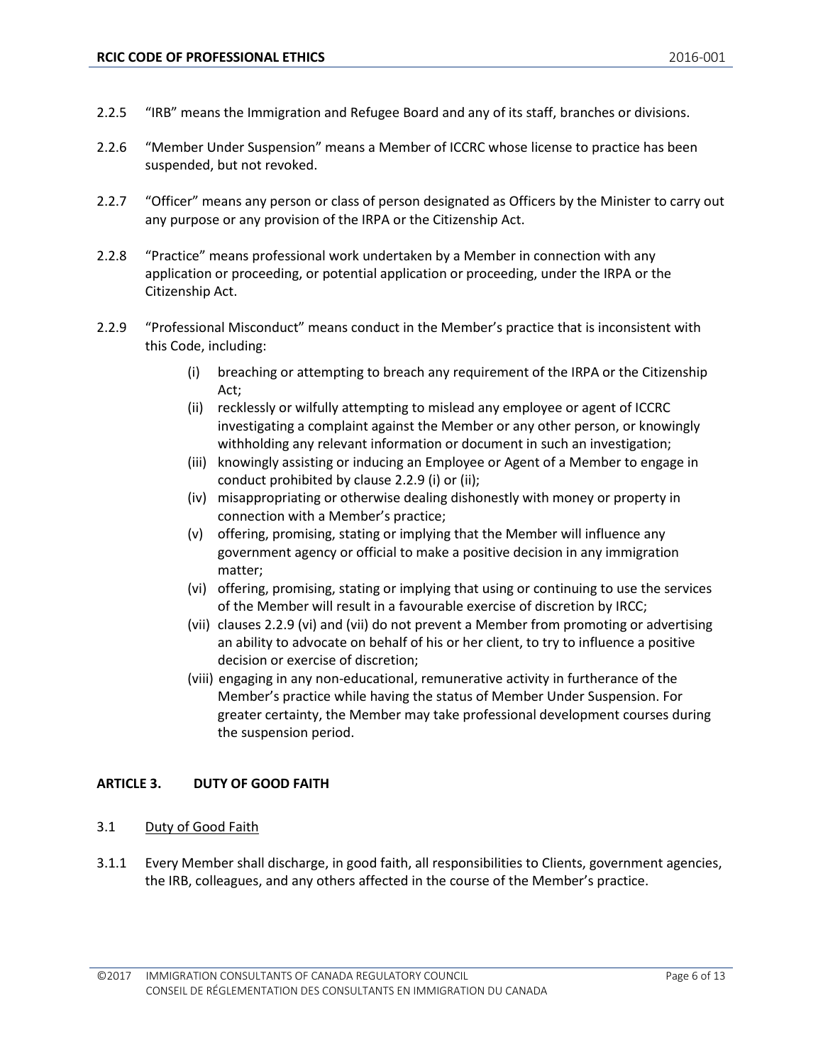2.2.5 "IRB" means the Immigration and Refugee Board and any of its staff, branches or divisions.

2.2.6 "Member Under Suspension" means a Member of ICCRC whose license to practice has been suspended, but not revoked.

2.2.7 "Officer" means any person or class of person designated as Officers by the Minister to carry out any purpose or any provision of the IRPA or the Citizenship Act.

2.2.8 "Practice" means professional work undertaken by a Member in connection with any application or proceeding, or potential application or proceeding, under the IRPA or the Citizenship Act.

2.2.9 "Professional Misconduct" means conduct in the Member's practice that is inconsistent with this Code, including:

- (i) breaching or attempting to breach any requirement of the IRPA or the Citizenship Act;
- (ii) recklessly or wilfully attempting to mislead any employee or agent of ICCRC investigating a complaint against the Member or any other person, or knowingly withholding any relevant information or document in such an investigation;
- (iii) knowingly assisting or inducing an Employee or Agent of a Member to engage in conduct prohibited by clause 2.2.9 (i) or (ii);
- (iv) misappropriating or otherwise dealing dishonestly with money or property in connection with a Member's practice;
- (v) offering, promising, stating or implying that the Member will influence any government agency or official to make a positive decision in any immigration matter;
- (vi) offering, promising, stating or implying that using or continuing to use the services of the Member will result in a favourable exercise of discretion by IRCC;
- (vii) clauses 2.2.9 (vi) and (vii) do not prevent a Member from promoting or advertising an ability to advocate on behalf of his or her client, to try to influence a positive decision or exercise of discretion;
- (viii) engaging in any non-educational, remunerative activity in furtherance of the Member's practice while having the status of Member Under Suspension. For greater certainty, the Member may take professional development courses during the suspension period.

## ARTICLE 3. DUTY OF GOOD FAITH

### 3.1 Duty of Good Faith

3.1.1 Every Member shall discharge, in good faith, all responsibilities to Clients, government agencies, the IRB, colleagues, and any others affected in the course of the Member's practice.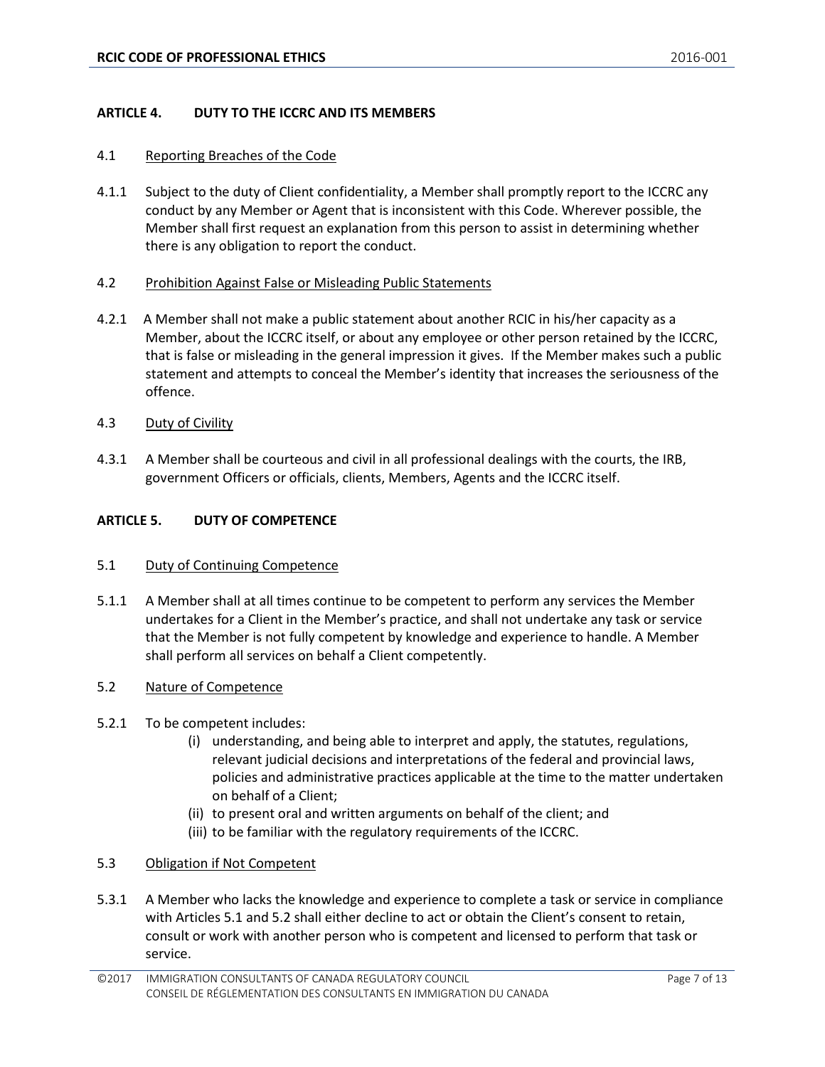## ARTICLE 4. DUTY TO THE ICCRC AND ITS MEMBERS

### 4.1 Reporting Breaches of the Code

4.1.1 Subject to the duty of Client confidentiality, a Member shall promptly report to the ICCRC any conduct by any Member or Agent that is inconsistent with this Code. Wherever possible, the Member shall first request an explanation from this person to assist in determining whether there is any obligation to report the conduct.

### 4.2 Prohibition Against False or Misleading Public Statements

4.2.1 A Member shall not make a public statement about another RCIC in his/her capacity as a Member, about the ICCRC itself, or about any employee or other person retained by the ICCRC, that is false or misleading in the general impression it gives. If the Member makes such a public statement and attempts to conceal the Member's identity that increases the seriousness of the offence.

### 4.3 Duty of Civility

4.3.1 A Member shall be courteous and civil in all professional dealings with the courts, the IRB, government Officers or officials, clients, Members, Agents and the ICCRC itself.

## ARTICLE 5. DUTY OF COMPETENCE

### 5.1 Duty of Continuing Competence

5.1.1 A Member shall at all times continue to be competent to perform any services the Member undertakes for a Client in the Member's practice, and shall not undertake any task or service that the Member is not fully competent by knowledge and experience to handle. A Member shall perform all services on behalf a Client competently.

### 5.2 Nature of Competence

5.2.1 To be competent includes:

- (i) understanding, and being able to interpret and apply, the statutes, regulations, relevant judicial decisions and interpretations of the federal and provincial laws, policies and administrative practices applicable at the time to the matter undertaken on behalf of a Client;
- (ii) to present oral and written arguments on behalf of the client; and
- (iii) to be familiar with the regulatory requirements of the ICCRC.

### 5.3 Obligation if Not Competent

5.3.1 A Member who lacks the knowledge and experience to complete a task or service in compliance with Articles 5.1 and 5.2 shall either decline to act or obtain the Client's consent to retain, consult or work with another person who is competent and licensed to perform that task or service.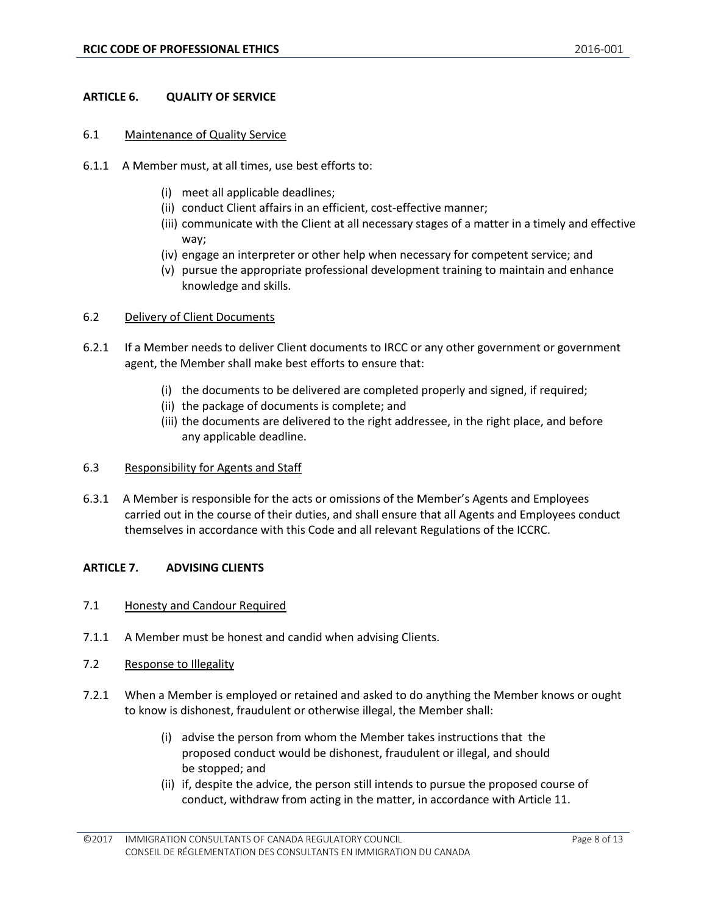## ARTICLE 6. QUALITY OF SERVICE

### 6.1 Maintenance of Quality Service

6.1.1 A Member must, at all times, use best efforts to:

- (i) meet all applicable deadlines;
- (ii) conduct Client affairs in an efficient, cost-effective manner;
- (iii) communicate with the Client at all necessary stages of a matter in a timely and effective way;
- (iv) engage an interpreter or other help when necessary for competent service; and
- (v) pursue the appropriate professional development training to maintain and enhance knowledge and skills.

### 6.2 Delivery of Client Documents

6.2.1 If a Member needs to deliver Client documents to IRCC or any other government or government agent, the Member shall make best efforts to ensure that:

- (i) the documents to be delivered are completed properly and signed, if required;
- (ii) the package of documents is complete; and
- (iii) the documents are delivered to the right addressee, in the right place, and before any applicable deadline.

### 6.3 Responsibility for Agents and Staff

6.3.1 A Member is responsible for the acts or omissions of the Member's Agents and Employees carried out in the course of their duties, and shall ensure that all Agents and Employees conduct themselves in accordance with this Code and all relevant Regulations of the ICCRC.

## ARTICLE 7. ADVISING CLIENTS

### 7.1 Honesty and Candour Required

7.1.1 A Member must be honest and candid when advising Clients.

### 7.2 Response to Illegality

7.2.1 When a Member is employed or retained and asked to do anything the Member knows or ought to know is dishonest, fraudulent or otherwise illegal, the Member shall:

- (i) advise the person from whom the Member takes instructions that the proposed conduct would be dishonest, fraudulent or illegal, and should be stopped; and
- (ii) if, despite the advice, the person still intends to pursue the proposed course of conduct, withdraw from acting in the matter, in accordance with Article 11.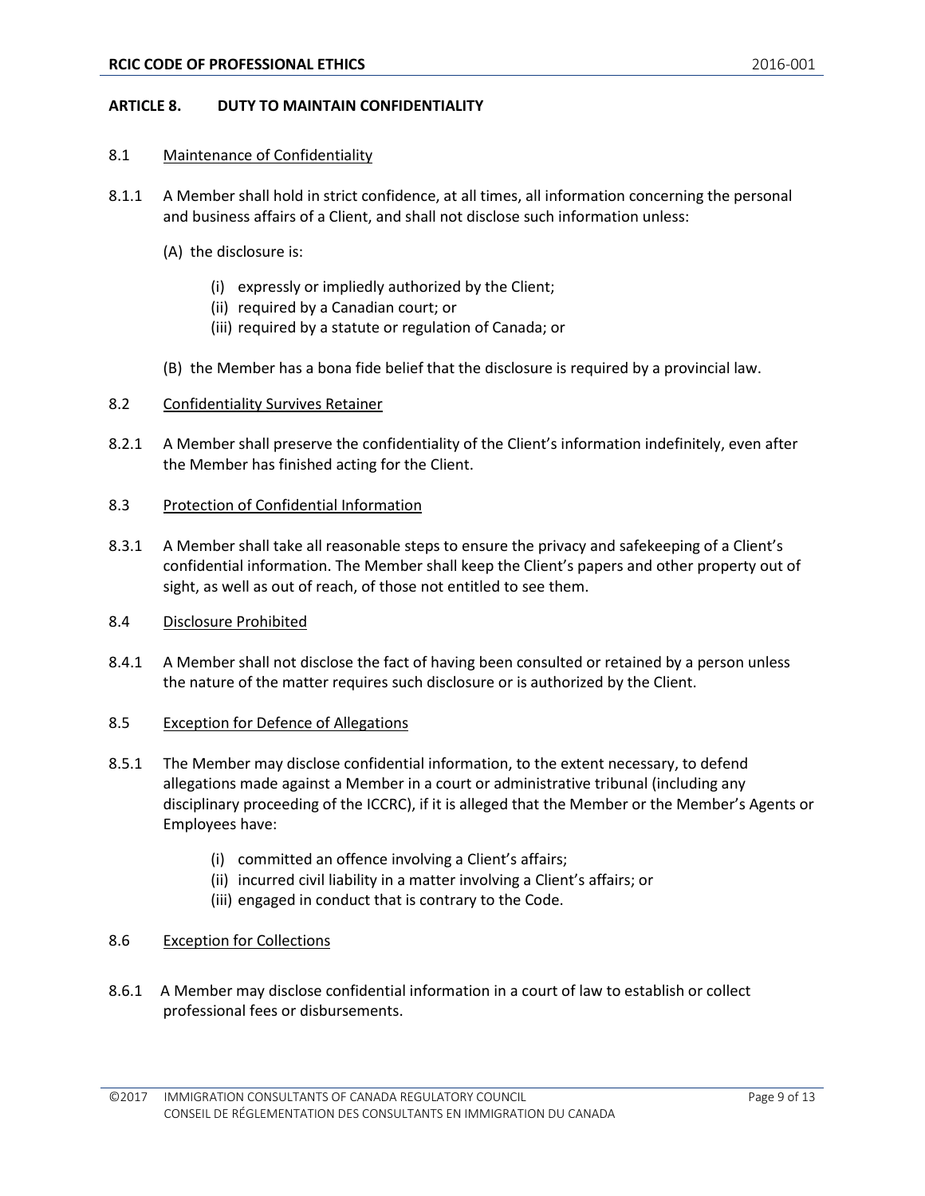## ARTICLE 8. DUTY TO MAINTAIN CONFIDENTIALITY

8.1 <u>Maintenance of Confidentiality</u>

8.1.1 A Member shall hold in strict confidence, at all times, all information concerning the personal and business affairs of a Client, and shall not disclose such information unless:

(A) the disclosure is:

(i) expressly or impliedly authorized by the Client;
(ii) required by a Canadian court; or
(iii) required by a statute or regulation of Canada; or

(B) the Member has a bona fide belief that the disclosure is required by a provincial law.

8.2 <u>Confidentiality Survives Retainer</u>

8.2.1 A Member shall preserve the confidentiality of the Client's information indefinitely, even after the Member has finished acting for the Client.

8.3 <u>Protection of Confidential Information</u>

8.3.1 A Member shall take all reasonable steps to ensure the privacy and safekeeping of a Client's confidential information. The Member shall keep the Client's papers and other property out of sight, as well as out of reach, of those not entitled to see them.

8.4 <u>Disclosure Prohibited</u>

8.4.1 A Member shall not disclose the fact of having been consulted or retained by a person unless the nature of the matter requires such disclosure or is authorized by the Client.

8.5 <u>Exception for Defence of Allegations</u>

8.5.1 The Member may disclose confidential information, to the extent necessary, to defend allegations made against a Member in a court or administrative tribunal (including any disciplinary proceeding of the ICCRC), if it is alleged that the Member or the Member's Agents or Employees have:

(i) committed an offence involving a Client's affairs;
(ii) incurred civil liability in a matter involving a Client's affairs; or
(iii) engaged in conduct that is contrary to the Code.

8.6 <u>Exception for Collections</u>

8.6.1 A Member may disclose confidential information in a court of law to establish or collect professional fees or disbursements.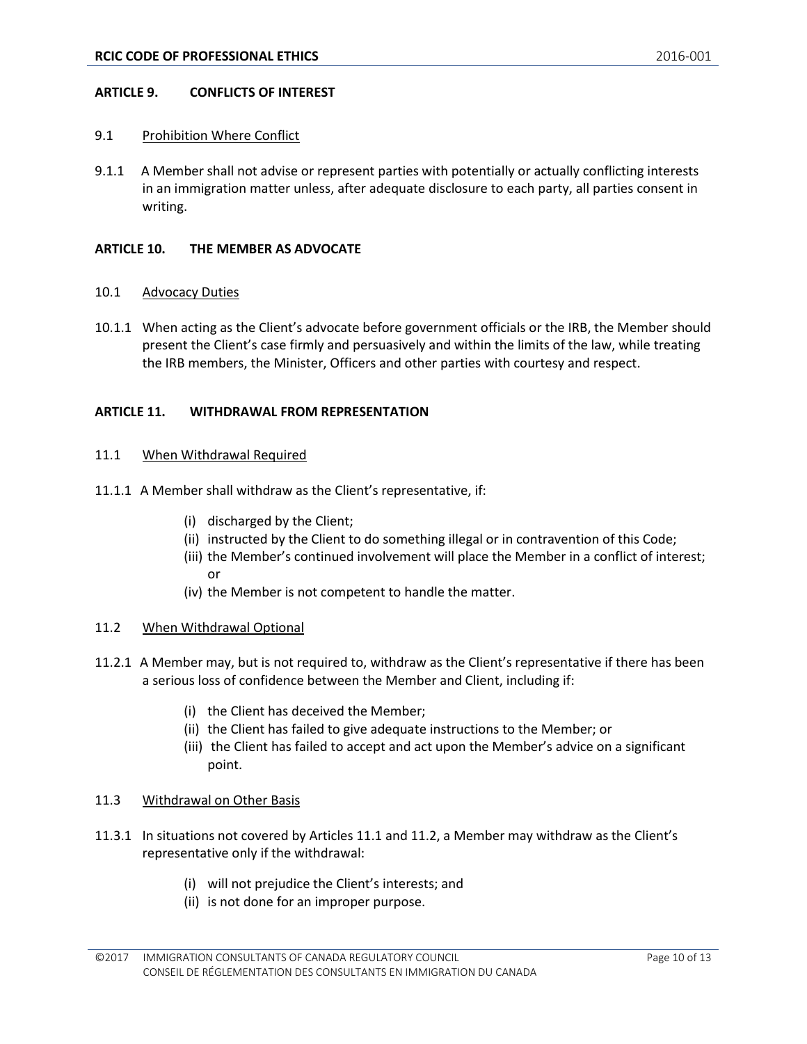## ARTICLE 9. CONFLICTS OF INTEREST

### 9.1 Prohibition Where Conflict

9.1.1 A Member shall not advise or represent parties with potentially or actually conflicting interests in an immigration matter unless, after adequate disclosure to each party, all parties consent in writing.

## ARTICLE 10. THE MEMBER AS ADVOCATE

### 10.1 Advocacy Duties

10.1.1 When acting as the Client's advocate before government officials or the IRB, the Member should present the Client's case firmly and persuasively and within the limits of the law, while treating the IRB members, the Minister, Officers and other parties with courtesy and respect.

## ARTICLE 11. WITHDRAWAL FROM REPRESENTATION

### 11.1 When Withdrawal Required

11.1.1 A Member shall withdraw as the Client's representative, if:

- (i) discharged by the Client;
- (ii) instructed by the Client to do something illegal or in contravention of this Code;
- (iii) the Member's continued involvement will place the Member in a conflict of interest; or
- (iv) the Member is not competent to handle the matter.

### 11.2 When Withdrawal Optional

11.2.1 A Member may, but is not required to, withdraw as the Client's representative if there has been a serious loss of confidence between the Member and Client, including if:

- (i) the Client has deceived the Member;
- (ii) the Client has failed to give adequate instructions to the Member; or
- (iii) the Client has failed to accept and act upon the Member's advice on a significant point.

### 11.3 Withdrawal on Other Basis

11.3.1 In situations not covered by Articles 11.1 and 11.2, a Member may withdraw as the Client's representative only if the withdrawal:

- (i) will not prejudice the Client's interests; and
- (ii) is not done for an improper purpose.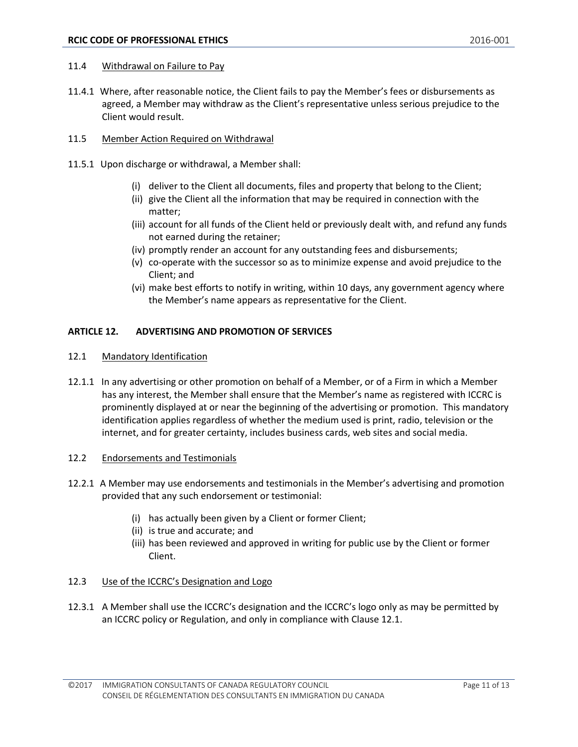### 11.4 Withdrawal on Failure to Pay

11.4.1 Where, after reasonable notice, the Client fails to pay the Member's fees or disbursements as agreed, a Member may withdraw as the Client's representative unless serious prejudice to the Client would result.

### 11.5 Member Action Required on Withdrawal

11.5.1 Upon discharge or withdrawal, a Member shall:

- (i) deliver to the Client all documents, files and property that belong to the Client;
- (ii) give the Client all the information that may be required in connection with the matter;
- (iii) account for all funds of the Client held or previously dealt with, and refund any funds not earned during the retainer;
- (iv) promptly render an account for any outstanding fees and disbursements;
- (v) co-operate with the successor so as to minimize expense and avoid prejudice to the Client; and
- (vi) make best efforts to notify in writing, within 10 days, any government agency where the Member's name appears as representative for the Client.

## ARTICLE 12. ADVERTISING AND PROMOTION OF SERVICES

### 12.1 Mandatory Identification

12.1.1 In any advertising or other promotion on behalf of a Member, or of a Firm in which a Member has any interest, the Member shall ensure that the Member's name as registered with ICCRC is prominently displayed at or near the beginning of the advertising or promotion. This mandatory identification applies regardless of whether the medium used is print, radio, television or the internet, and for greater certainty, includes business cards, web sites and social media.

### 12.2 Endorsements and Testimonials

12.2.1 A Member may use endorsements and testimonials in the Member's advertising and promotion provided that any such endorsement or testimonial:

- (i) has actually been given by a Client or former Client;
- (ii) is true and accurate; and
- (iii) has been reviewed and approved in writing for public use by the Client or former Client.

### 12.3 Use of the ICCRC's Designation and Logo

12.3.1 A Member shall use the ICCRC's designation and the ICCRC's logo only as may be permitted by an ICCRC policy or Regulation, and only in compliance with Clause 12.1.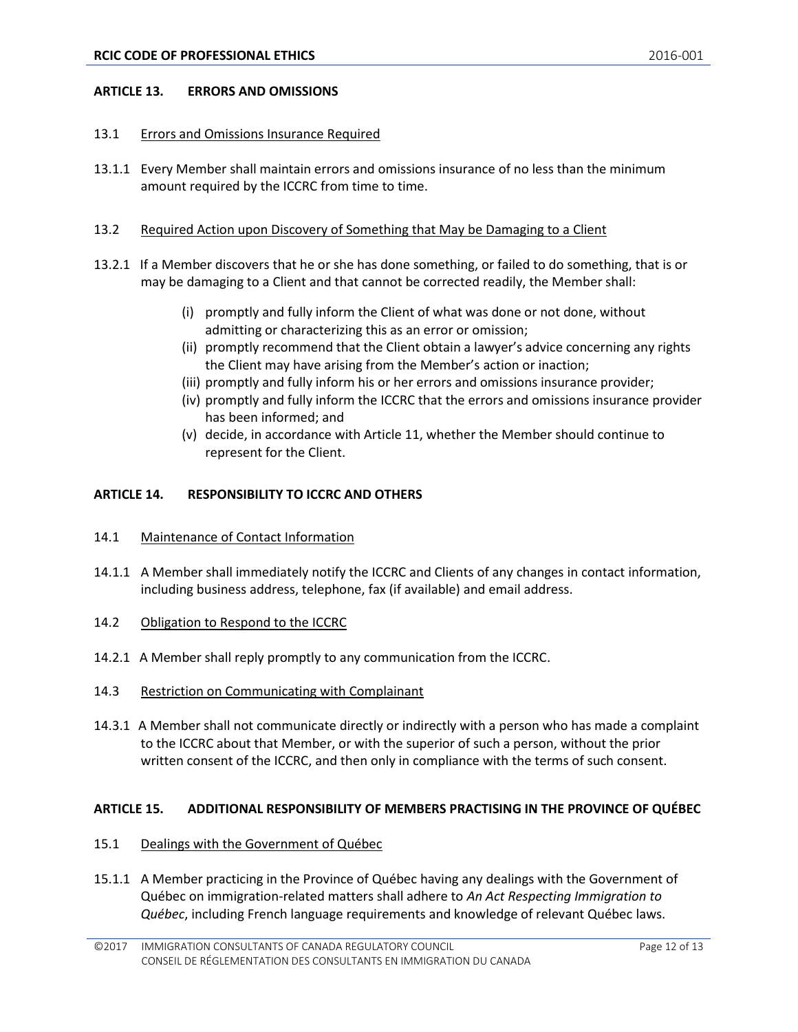## ARTICLE 13. ERRORS AND OMISSIONS

### 13.1 Errors and Omissions Insurance Required

13.1.1 Every Member shall maintain errors and omissions insurance of no less than the minimum amount required by the ICCRC from time to time.

### 13.2 Required Action upon Discovery of Something that May be Damaging to a Client

13.2.1 If a Member discovers that he or she has done something, or failed to do something, that is or may be damaging to a Client and that cannot be corrected readily, the Member shall:

- (i) promptly and fully inform the Client of what was done or not done, without admitting or characterizing this as an error or omission;
- (ii) promptly recommend that the Client obtain a lawyer's advice concerning any rights the Client may have arising from the Member's action or inaction;
- (iii) promptly and fully inform his or her errors and omissions insurance provider;
- (iv) promptly and fully inform the ICCRC that the errors and omissions insurance provider has been informed; and
- (v) decide, in accordance with Article 11, whether the Member should continue to represent for the Client.

## ARTICLE 14. RESPONSIBILITY TO ICCRC AND OTHERS

### 14.1 Maintenance of Contact Information

14.1.1 A Member shall immediately notify the ICCRC and Clients of any changes in contact information, including business address, telephone, fax (if available) and email address.

### 14.2 Obligation to Respond to the ICCRC

14.2.1 A Member shall reply promptly to any communication from the ICCRC.

### 14.3 Restriction on Communicating with Complainant

14.3.1 A Member shall not communicate directly or indirectly with a person who has made a complaint to the ICCRC about that Member, or with the superior of such a person, without the prior written consent of the ICCRC, and then only in compliance with the terms of such consent.

## ARTICLE 15. ADDITIONAL RESPONSIBILITY OF MEMBERS PRACTISING IN THE PROVINCE OF QUÉBEC

### 15.1 Dealings with the Government of Québec

15.1.1 A Member practicing in the Province of Québec having any dealings with the Government of Québec on immigration-related matters shall adhere to *An Act Respecting Immigration to Québec*, including French language requirements and knowledge of relevant Québec laws.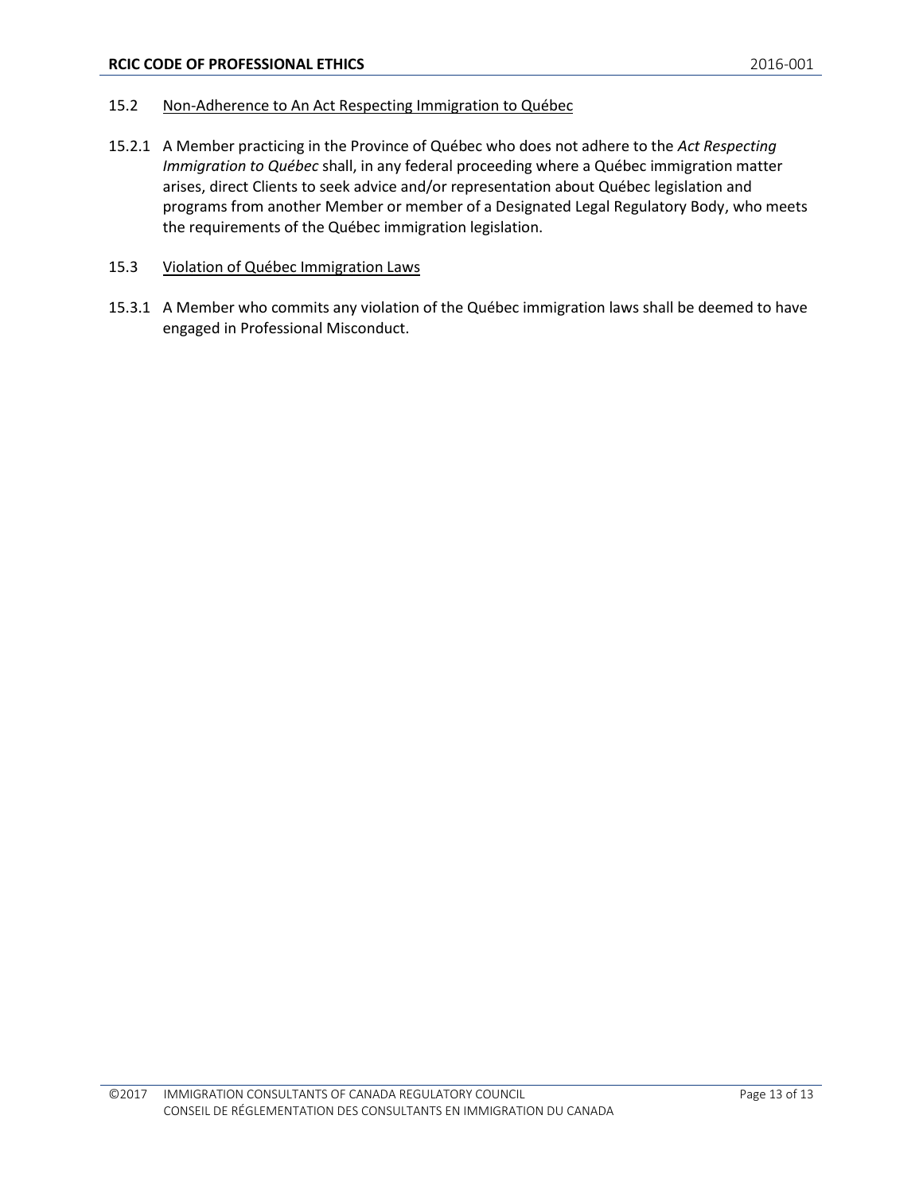### 15.2 Non-Adherence to An Act Respecting Immigration to Québec

15.2.1 A Member practicing in the Province of Québec who does not adhere to the *Act Respecting Immigration to Québec* shall, in any federal proceeding where a Québec immigration matter arises, direct Clients to seek advice and/or representation about Québec legislation and programs from another Member or member of a Designated Legal Regulatory Body, who meets the requirements of the Québec immigration legislation.

### 15.3 Violation of Québec Immigration Laws

15.3.1 A Member who commits any violation of the Québec immigration laws shall be deemed to have engaged in Professional Misconduct.